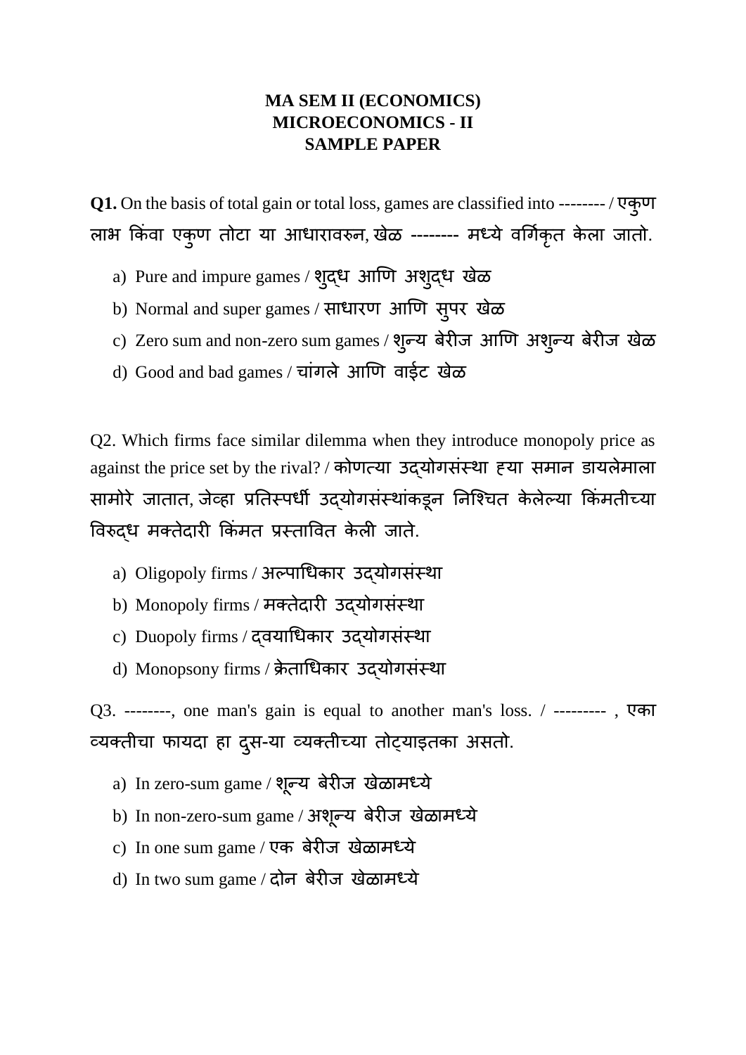**MA SEM II (ECONOMICS)**
**MICROECONOMICS - II**
**SAMPLE PAPER**

**Q1.** On the basis of total gain or total loss, games are classified into -------- / एकुण लाभ किंवा एकुण तोटा या आधारावरुन, खेळ -------- मध्ये वर्गिकृत केला जातो.

a) Pure and impure games / शुद्ध आणि अशुद्ध खेळ
b) Normal and super games / साधारण आणि सुपर खेळ
c) Zero sum and non-zero sum games / शुन्य बेरीज आणि अशुन्य बेरीज खेळ
d) Good and bad games / चांगले आणि वाईट खेळ

Q2. Which firms face similar dilemma when they introduce monopoly price as against the price set by the rival? / कोणत्या उद्योगसंस्था ह्या समान डायलेमाला सामोरे जातात, जेव्हा प्रतिस्पर्धी उद्योगसंस्थांकडून निश्चित केलेल्या किंमतीच्या विरुद्ध मक्तेदारी किंमत प्रस्तावित केली जाते.

a) Oligopoly firms / अल्पाधिकार उद्योगसंस्था
b) Monopoly firms / मक्तेदारी उद्योगसंस्था
c) Duopoly firms / द्वयाधिकार उद्योगसंस्था
d) Monopsony firms / क्रेताधिकार उद्योगसंस्था

Q3. --------, one man's gain is equal to another man's loss. / --------- , एका व्यक्तीचा फायदा हा दुस-या व्यक्तीच्या तोट्याइतका असतो.

a) In zero-sum game / शून्य बेरीज खेळामध्ये
b) In non-zero-sum game / अशून्य बेरीज खेळामध्ये
c) In one sum game / एक बेरीज खेळामध्ये
d) In two sum game / दोन बेरीज खेळामध्ये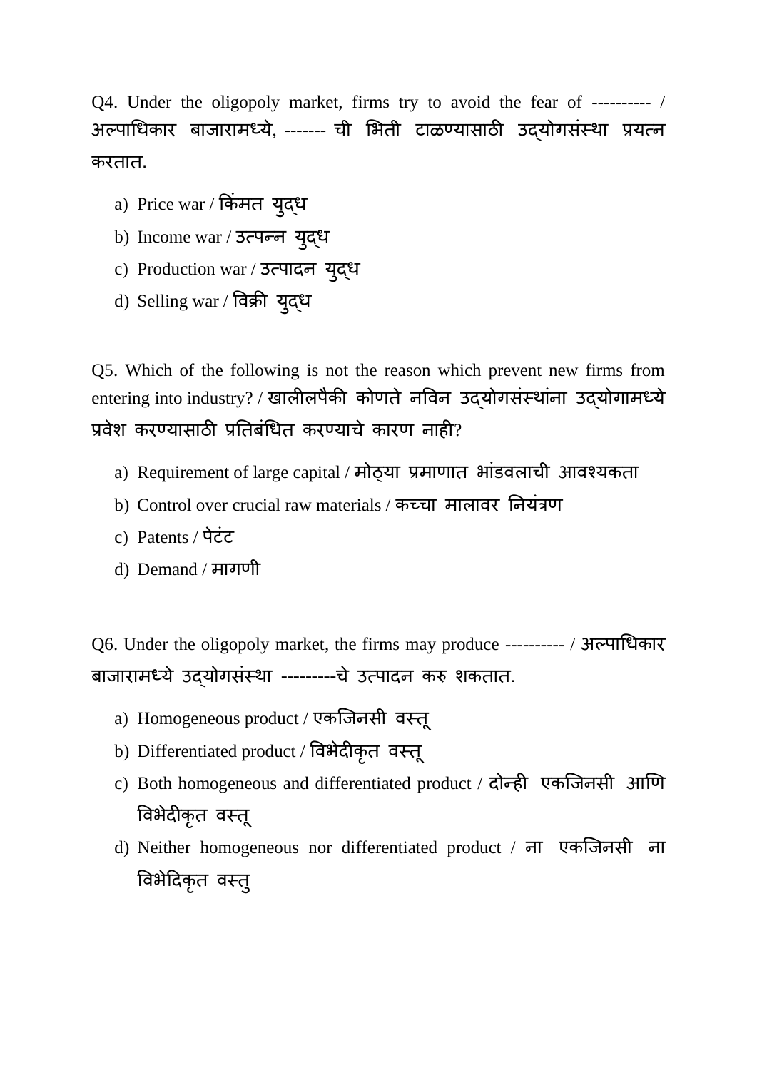Q4. Under the oligopoly market, firms try to avoid the fear of ---------- / अल्पाधिकार बाजारामध्ये, ------- ची भिती टाळण्यासाठी उद्योगसंस्था प्रयत्न करतात.

a) Price war / किंमत युद्ध
b) Income war / उत्पन्न युद्ध
c) Production war / उत्पादन युद्ध
d) Selling war / विक्री युद्ध

Q5. Which of the following is not the reason which prevent new firms from entering into industry? / खालीलपैकी कोणते नविन उद्योगसंस्थांना उद्योगामध्ये प्रवेश करण्यासाठी प्रतिबंधित करण्याचे कारण नाही?

a) Requirement of large capital / मोठ्या प्रमाणात भांडवलाची आवश्यकता
b) Control over crucial raw materials / कच्चा मालावर नियंत्रण
c) Patents / पेटंट
d) Demand / मागणी

Q6. Under the oligopoly market, the firms may produce ---------- / अल्पाधिकार बाजारामध्ये उद्योगसंस्था ---------चे उत्पादन करु शकतात.

a) Homogeneous product / एकजिनसी वस्तू
b) Differentiated product / विभेदीकृत वस्तू
c) Both homogeneous and differentiated product / दोन्ही एकजिनसी आणि विभेदीकृत वस्तू
d) Neither homogeneous nor differentiated product / ना एकजिनसी ना विभेदिकृत वस्तु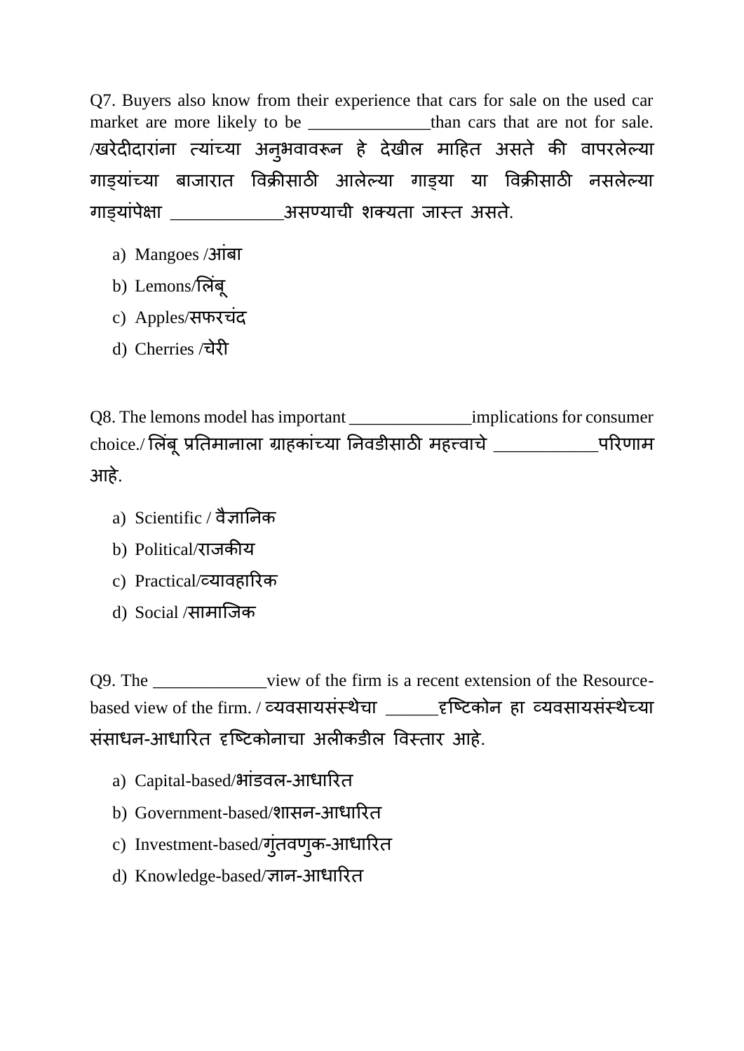Q7. Buyers also know from their experience that cars for sale on the used car market are more likely to be ______________than cars that are not for sale. /खरेदीदारांना त्यांच्या अनुभवावरून हे देखील माहित असते की वापरलेल्या गाड्यांच्या बाजारात विक्रीसाठी आलेल्या गाड्या या विक्रीसाठी नसलेल्या गाड्यांपेक्षा _____________असण्याची शक्यता जास्त असते.

a) Mangoes /आंबा
b) Lemons/लिंबू
c) Apples/सफरचंद
d) Cherries /चेरी

Q8. The lemons model has important ______________implications for consumer choice./ लिंबू प्रतिमानाला ग्राहकांच्या निवडीसाठी महत्त्वाचे ____________परिणाम आहे.

a) Scientific / वैज्ञानिक
b) Political/राजकीय
c) Practical/व्यावहारिक
d) Social /सामाजिक

Q9. The _____________view of the firm is a recent extension of the Resource-based view of the firm. / व्यवसायसंस्थेचा ______दृष्टिकोन हा व्यवसायसंस्थेच्या संसाधन-आधारित दृष्टिकोनाचा अलीकडील विस्तार आहे.

a) Capital-based/भांडवल-आधारित
b) Government-based/शासन-आधारित
c) Investment-based/गुंतवणुक-आधारित
d) Knowledge-based/ज्ञान-आधारित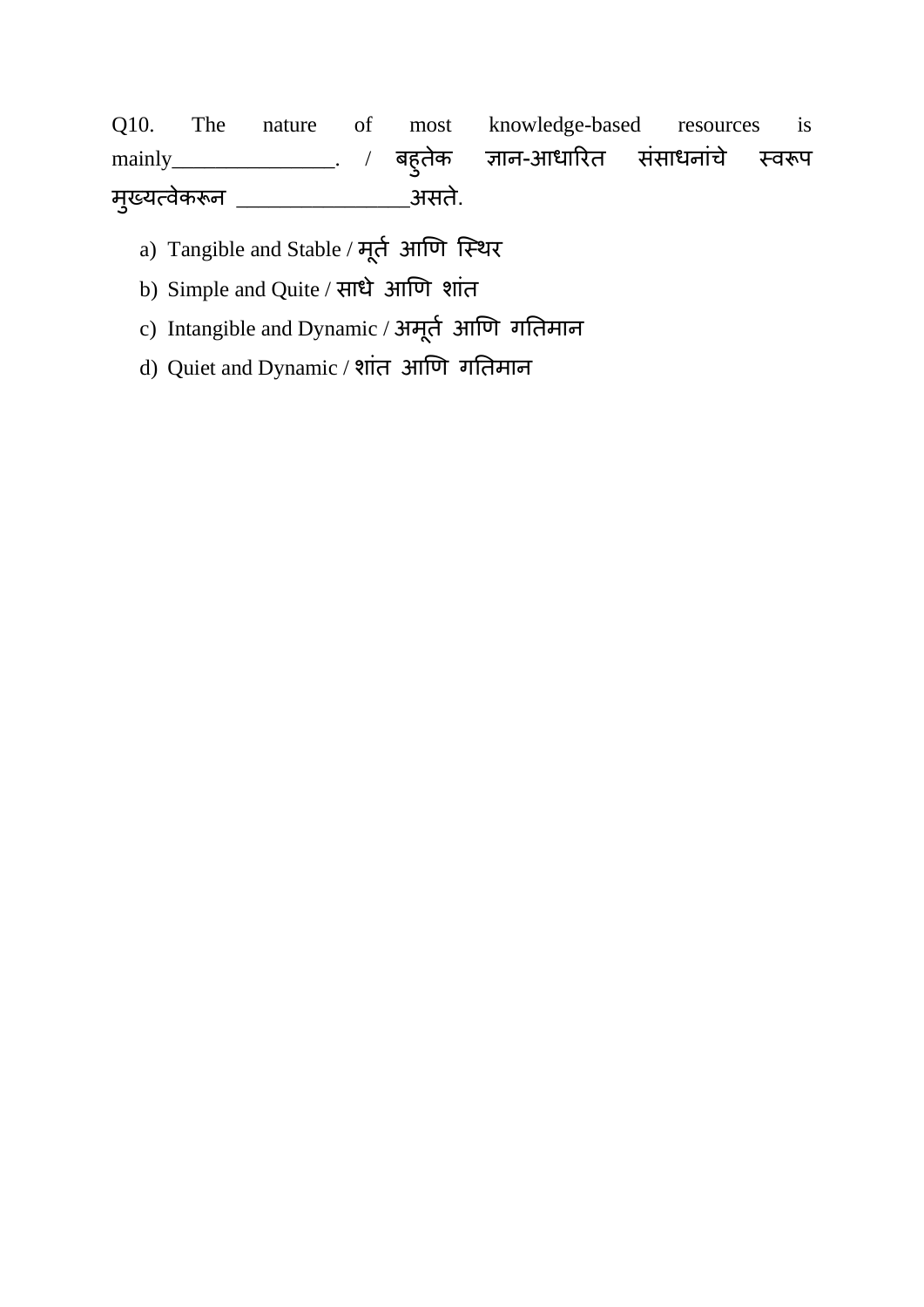Q10. The nature of most knowledge-based resources is mainly_______________. / बहुतेक ज्ञान-आधारित संसाधनांचे स्वरूप मुख्यत्वेकरून _______________असते.

a) Tangible and Stable / मूर्त आणि स्थिर

b) Simple and Quite / साधे आणि शांत

c) Intangible and Dynamic / अमूर्त आणि गतिमान

d) Quiet and Dynamic / शांत आणि गतिमान